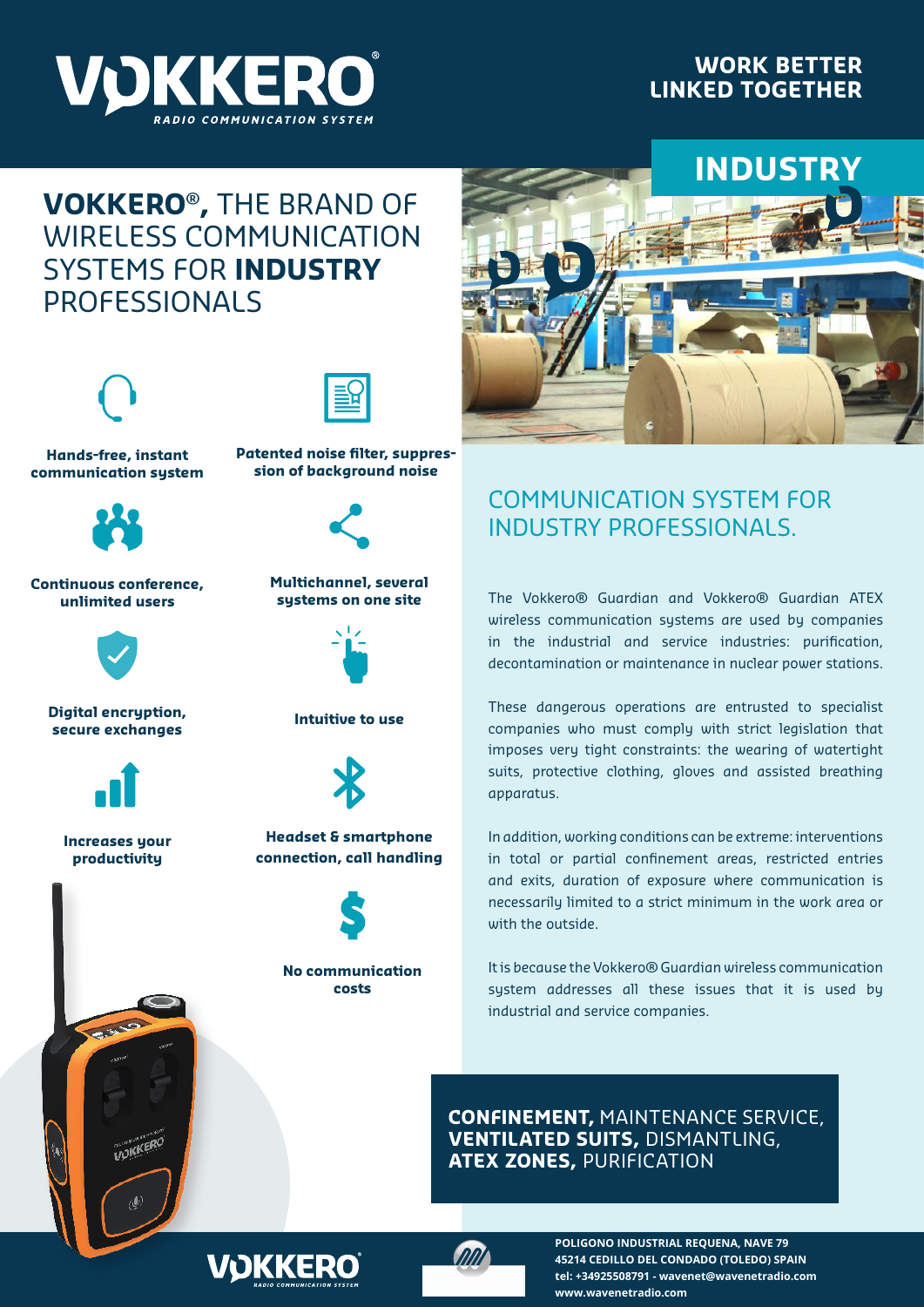# VOKKERO®

RADIO COMMUNICATION SYSTEM

**WORK BETTER LINKED TOGETHER**

## VOKKERO®, THE BRAND OF WIRELESS COMMUNICATION SYSTEMS FOR INDUSTRY PROFESSIONALS

- **Hands-free, instant communication system**
- **Patented noise filter, suppression of background noise**
- **Continuous conference, unlimited users**
- **Multichannel, several systems on one site**
- **Digital encryption, secure exchanges**
- **Intuitive to use**
- **Increases your productivity**
- **Headset & smartphone connection, call handling**
- **No communication costs**

## INDUSTRY

## COMMUNICATION SYSTEM FOR INDUSTRY PROFESSIONALS.

The Vokkero® Guardian and Vokkero® Guardian ATEX wireless communication systems are used by companies in the industrial and service industries: purification, decontamination or maintenance in nuclear power stations.

These dangerous operations are entrusted to specialist companies who must comply with strict legislation that imposes very tight constraints: the wearing of watertight suits, protective clothing, gloves and assisted breathing apparatus.

In addition, working conditions can be extreme: interventions in total or partial confinement areas, restricted entries and exits, duration of exposure where communication is necessarily limited to a strict minimum in the work area or with the outside.

It is because the Vokkero® Guardian wireless communication system addresses all these issues that it is used by industrial and service companies.

**CONFINEMENT,** MAINTENANCE SERVICE, **VENTILATED SUITS,** DISMANTLING, **ATEX ZONES,** PURIFICATION

POLIGONO INDUSTRIAL REQUENA, NAVE 79
45214 CEDILLO DEL CONDADO (TOLEDO) SPAIN
tel: +34925508791 - wavenet@wavenetradio.com
www.wavenetradio.com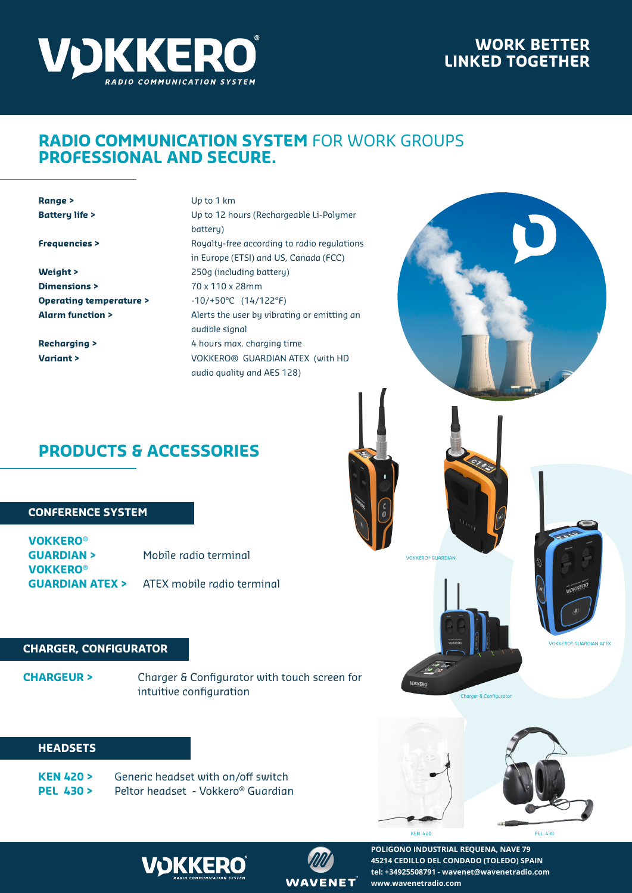# VOKKERO®

RADIO COMMUNICATION SYSTEM

WORK BETTER LINKED TOGETHER

## RADIO COMMUNICATION SYSTEM FOR WORK GROUPS PROFESSIONAL AND SECURE.

| | |
|---|---|
| **Range >** | Up to 1 km |
| **Battery life >** | Up to 12 hours (Rechargeable Li-Polymer battery) |
| **Frequencies >** | Royalty-free according to radio regulations in Europe (ETSI) and US, Canada (FCC) |
| **Weight >** | 250g (including battery) |
| **Dimensions >** | 70 x 110 x 28mm |
| **Operating temperature >** | -10/+50°C (14/122°F) |
| **Alarm function >** | Alerts the user by vibrating or emitting an audible signal |
| **Recharging >** | 4 hours max. charging time |
| **Variant >** | VOKKERO® GUARDIAN ATEX (with HD audio quality and AES 128) |

## PRODUCTS & ACCESSORIES

### CONFERENCE SYSTEM

**VOKKERO® GUARDIAN >** Mobile radio terminal

**VOKKERO® GUARDIAN ATEX >** ATEX mobile radio terminal

VOKKERO® GUARDIAN

VOKKERO® GUARDIAN ATEX

### CHARGER, CONFIGURATOR

**CHARGEUR >** Charger & Configurator with touch screen for intuitive configuration

Charger & Configurator

### HEADSETS

**KEN 420 >** Generic headset with on/off switch

**PEL 430 >** Peltor headset - Vokkero® Guardian

KEN 420

PEL 430

VOKKERO® RADIO COMMUNICATION SYSTEM

WAVENET

POLIGONO INDUSTRIAL REQUENA, NAVE 79
45214 CEDILLO DEL CONDADO (TOLEDO) SPAIN
tel: +34925508791 - wavenet@wavenetradio.com
www.wavenetradio.com